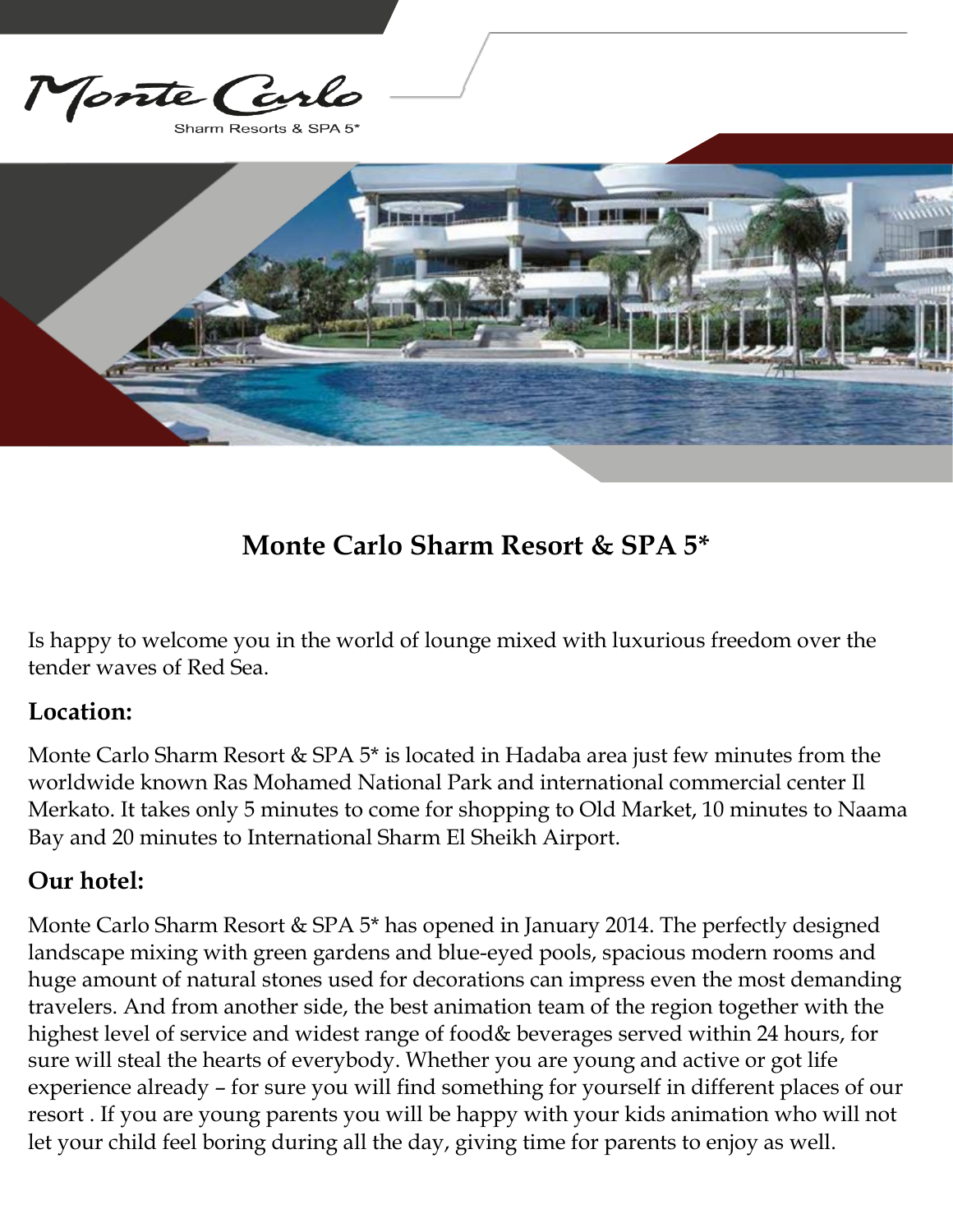Monte Carlo

Sharm Resorts & SPA 5*

# Monte Carlo Sharm Resort & SPA 5*

Is happy to welcome you in the world of lounge mixed with luxurious freedom over the tender waves of Red Sea.

## Location:

Monte Carlo Sharm Resort & SPA 5* is located in Hadaba area just few minutes from the worldwide known Ras Mohamed National Park and international commercial center Il Merkato. It takes only 5 minutes to come for shopping to Old Market, 10 minutes to Naama Bay and 20 minutes to International Sharm El Sheikh Airport.

## Our hotel:

Monte Carlo Sharm Resort & SPA 5* has opened in January 2014. The perfectly designed landscape mixing with green gardens and blue-eyed pools, spacious modern rooms and huge amount of natural stones used for decorations can impress even the most demanding travelers. And from another side, the best animation team of the region together with the highest level of service and widest range of food& beverages served within 24 hours, for sure will steal the hearts of everybody. Whether you are young and active or got life experience already – for sure you will find something for yourself in different places of our resort . If you are young parents you will be happy with your kids animation who will not let your child feel boring during all the day, giving time for parents to enjoy as well.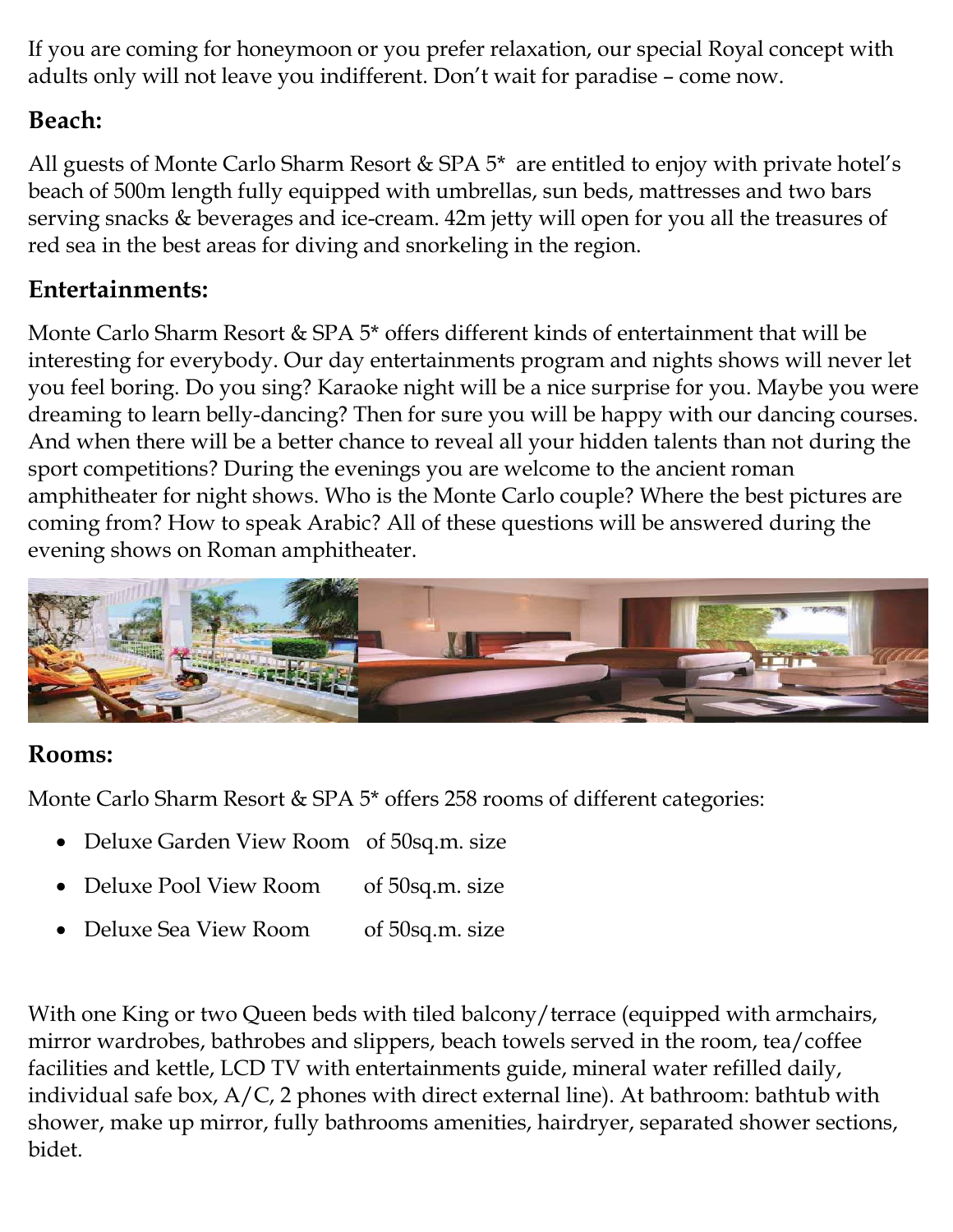If you are coming for honeymoon or you prefer relaxation, our special Royal concept with adults only will not leave you indifferent. Don't wait for paradise – come now.

## Beach:

All guests of Monte Carlo Sharm Resort & SPA 5* are entitled to enjoy with private hotel's beach of 500m length fully equipped with umbrellas, sun beds, mattresses and two bars serving snacks & beverages and ice-cream. 42m jetty will open for you all the treasures of red sea in the best areas for diving and snorkeling in the region.

## Entertainments:

Monte Carlo Sharm Resort & SPA 5* offers different kinds of entertainment that will be interesting for everybody. Our day entertainments program and nights shows will never let you feel boring. Do you sing? Karaoke night will be a nice surprise for you. Maybe you were dreaming to learn belly-dancing? Then for sure you will be happy with our dancing courses. And when there will be a better chance to reveal all your hidden talents than not during the sport competitions? During the evenings you are welcome to the ancient roman amphitheater for night shows. Who is the Monte Carlo couple? Where the best pictures are coming from? How to speak Arabic? All of these questions will be answered during the evening shows on Roman amphitheater.

## Rooms:

Monte Carlo Sharm Resort & SPA 5* offers 258 rooms of different categories:

- Deluxe Garden View Room of 50sq.m. size
- Deluxe Pool View Room of 50sq.m. size
- Deluxe Sea View Room of 50sq.m. size

With one King or two Queen beds with tiled balcony/terrace (equipped with armchairs, mirror wardrobes, bathrobes and slippers, beach towels served in the room, tea/coffee facilities and kettle, LCD TV with entertainments guide, mineral water refilled daily, individual safe box, A/C, 2 phones with direct external line). At bathroom: bathtub with shower, make up mirror, fully bathrooms amenities, hairdryer, separated shower sections, bidet.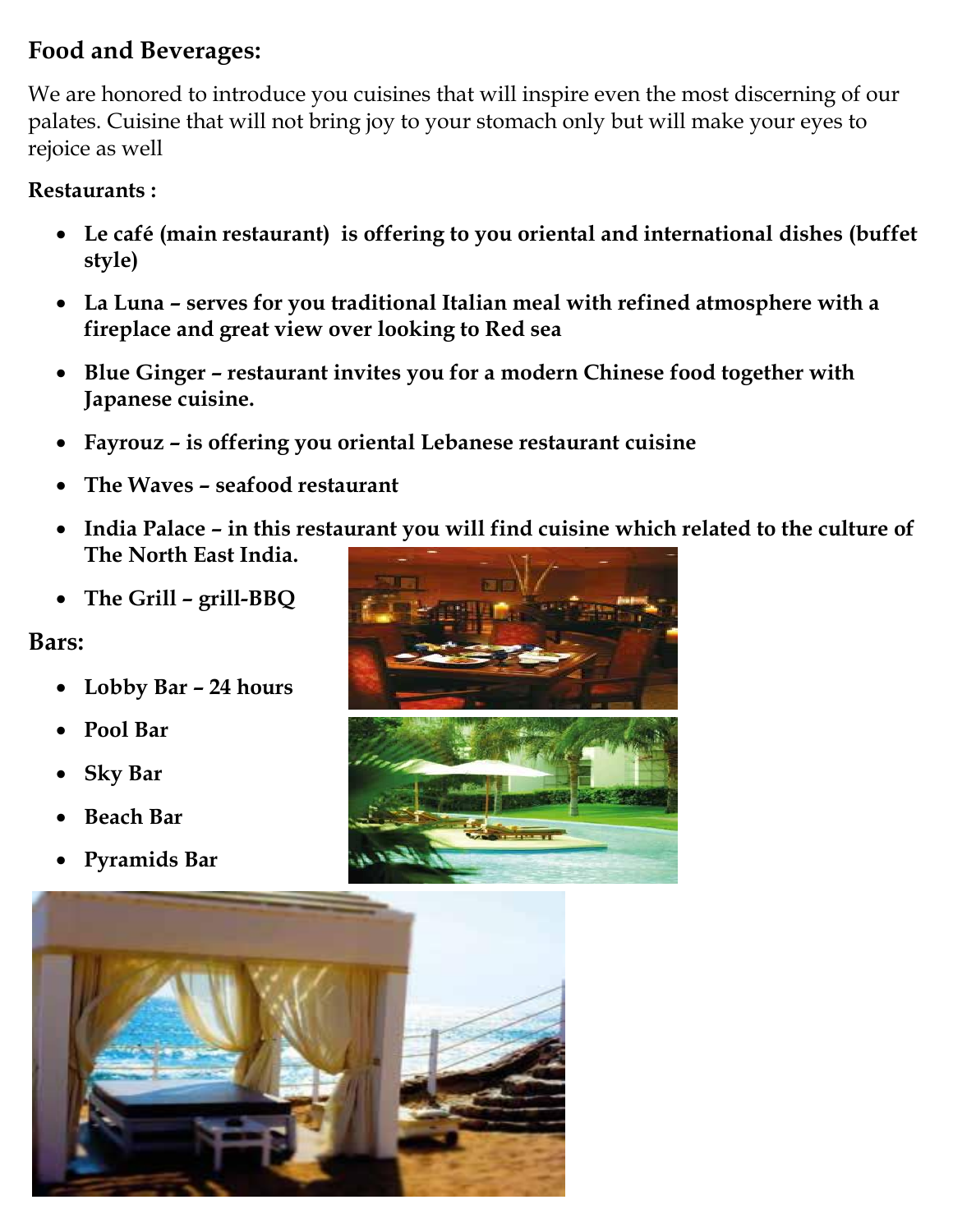## Food and Beverages:

We are honored to introduce you cuisines that will inspire even the most discerning of our palates. Cuisine that will not bring joy to your stomach only but will make your eyes to rejoice as well

**Restaurants :**

- **Le café (main restaurant) is offering to you oriental and international dishes (buffet style)**
- **La Luna – serves for you traditional Italian meal with refined atmosphere with a fireplace and great view over looking to Red sea**
- **Blue Ginger – restaurant invites you for a modern Chinese food together with Japanese cuisine.**
- **Fayrouz – is offering you oriental Lebanese restaurant cuisine**
- **The Waves – seafood restaurant**
- **India Palace – in this restaurant you will find cuisine which related to the culture of The North East India.**
- **The Grill – grill-BBQ**

## Bars:

- **Lobby Bar – 24 hours**
- **Pool Bar**
- **Sky Bar**
- **Beach Bar**
- **Pyramids Bar**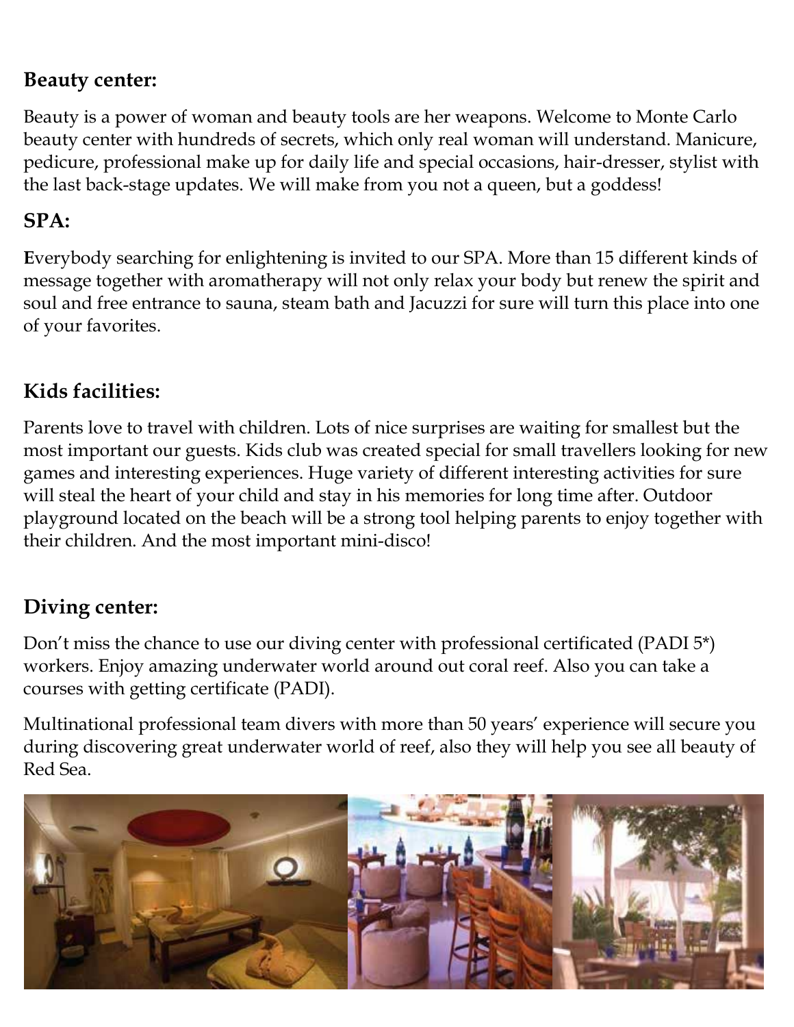## Beauty center:

Beauty is a power of woman and beauty tools are her weapons. Welcome to Monte Carlo beauty center with hundreds of secrets, which only real woman will understand. Manicure, pedicure, professional make up for daily life and special occasions, hair-dresser, stylist with the last back-stage updates. We will make from you not a queen, but a goddess!

## SPA:

**E**verybody searching for enlightening is invited to our SPA. More than 15 different kinds of message together with aromatherapy will not only relax your body but renew the spirit and soul and free entrance to sauna, steam bath and Jacuzzi for sure will turn this place into one of your favorites.

## Kids facilities:

Parents love to travel with children. Lots of nice surprises are waiting for smallest but the most important our guests. Kids club was created special for small travellers looking for new games and interesting experiences. Huge variety of different interesting activities for sure will steal the heart of your child and stay in his memories for long time after. Outdoor playground located on the beach will be a strong tool helping parents to enjoy together with their children. And the most important mini-disco!

## Diving center:

Don't miss the chance to use our diving center with professional certificated (PADI 5*) workers. Enjoy amazing underwater world around out coral reef. Also you can take a courses with getting certificate (PADI).

Multinational professional team divers with more than 50 years' experience will secure you during discovering great underwater world of reef, also they will help you see all beauty of Red Sea.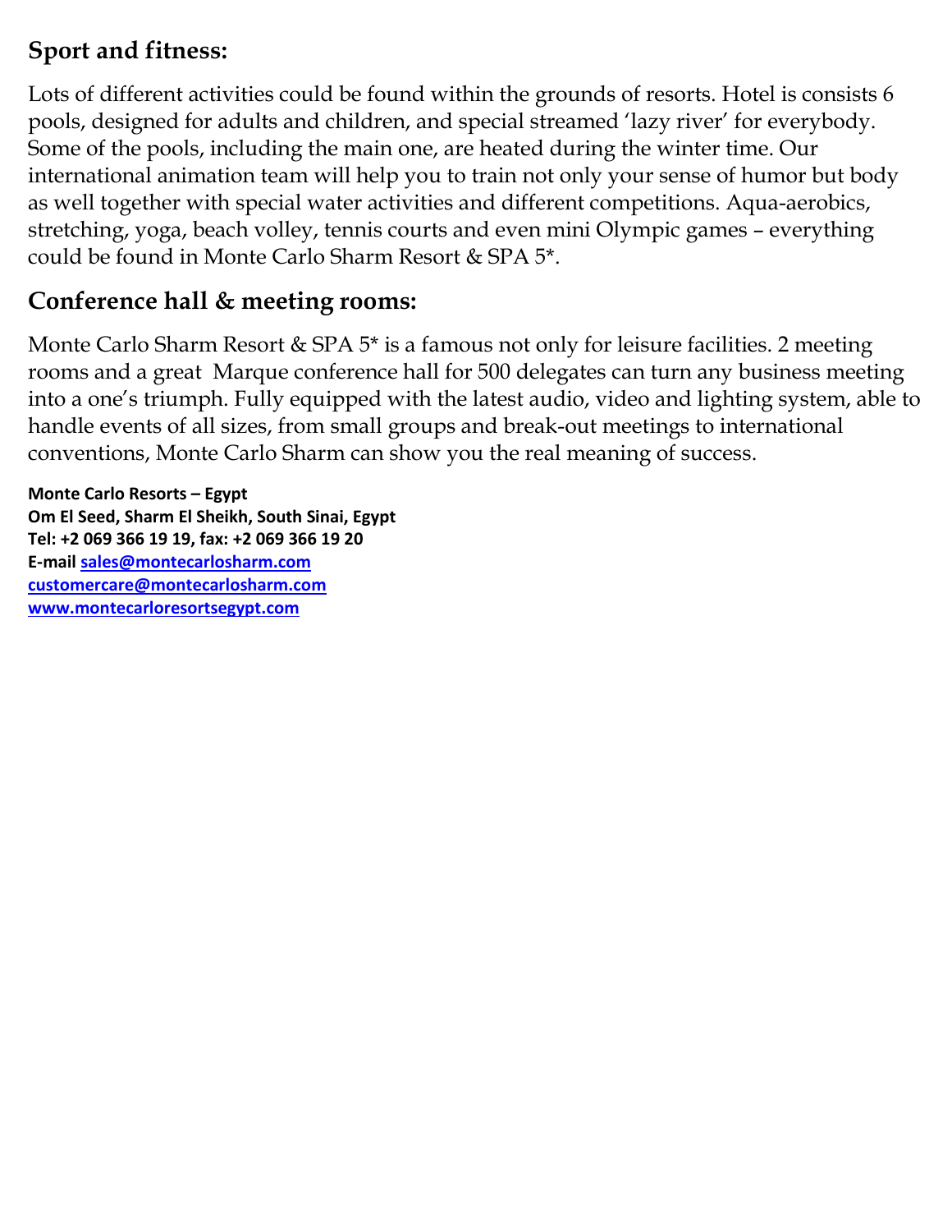## Sport and fitness:

Lots of different activities could be found within the grounds of resorts. Hotel is consists 6 pools, designed for adults and children, and special streamed 'lazy river' for everybody. Some of the pools, including the main one, are heated during the winter time. Our international animation team will help you to train not only your sense of humor but body as well together with special water activities and different competitions. Aqua-aerobics, stretching, yoga, beach volley, tennis courts and even mini Olympic games – everything could be found in Monte Carlo Sharm Resort & SPA 5*.

## Conference hall & meeting rooms:

Monte Carlo Sharm Resort & SPA 5* is a famous not only for leisure facilities. 2 meeting rooms and a great Marque conference hall for 500 delegates can turn any business meeting into a one's triumph. Fully equipped with the latest audio, video and lighting system, able to handle events of all sizes, from small groups and break-out meetings to international conventions, Monte Carlo Sharm can show you the real meaning of success.

**Monte Carlo Resorts – Egypt**
**Om El Seed, Sharm El Sheikh, South Sinai, Egypt**
**Tel: +2 069 366 19 19, fax: +2 069 366 19 20**
**E-mail sales@montecarlosharm.com**
**customercare@montecarlosharm.com**
**www.montecarloresortsegypt.com**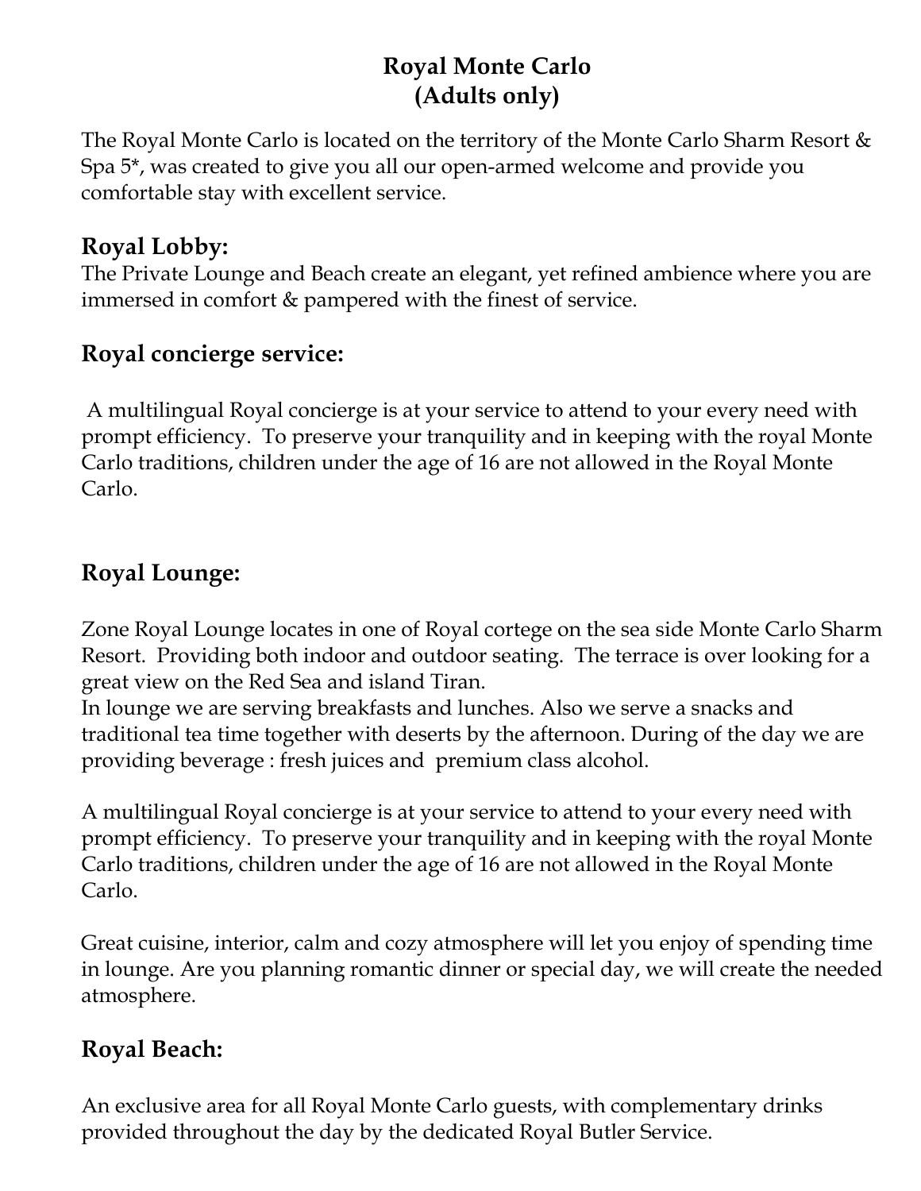# Royal Monte Carlo
# (Adults only)

The Royal Monte Carlo is located on the territory of the Monte Carlo Sharm Resort & Spa 5*, was created to give you all our open-armed welcome and provide you comfortable stay with excellent service.

## Royal Lobby:

The Private Lounge and Beach create an elegant, yet refined ambience where you are immersed in comfort & pampered with the finest of service.

## Royal concierge service:

A multilingual Royal concierge is at your service to attend to your every need with prompt efficiency. To preserve your tranquility and in keeping with the royal Monte Carlo traditions, children under the age of 16 are not allowed in the Royal Monte Carlo.

## Royal Lounge:

Zone Royal Lounge locates in one of Royal cortege on the sea side Monte Carlo Sharm Resort. Providing both indoor and outdoor seating. The terrace is over looking for a great view on the Red Sea and island Tiran.
In lounge we are serving breakfasts and lunches. Also we serve a snacks and traditional tea time together with deserts by the afternoon. During of the day we are providing beverage : fresh juices and premium class alcohol.

A multilingual Royal concierge is at your service to attend to your every need with prompt efficiency. To preserve your tranquility and in keeping with the royal Monte Carlo traditions, children under the age of 16 are not allowed in the Royal Monte Carlo.

Great cuisine, interior, calm and cozy atmosphere will let you enjoy of spending time in lounge. Are you planning romantic dinner or special day, we will create the needed atmosphere.

## Royal Beach:

An exclusive area for all Royal Monte Carlo guests, with complementary drinks provided throughout the day by the dedicated Royal Butler Service.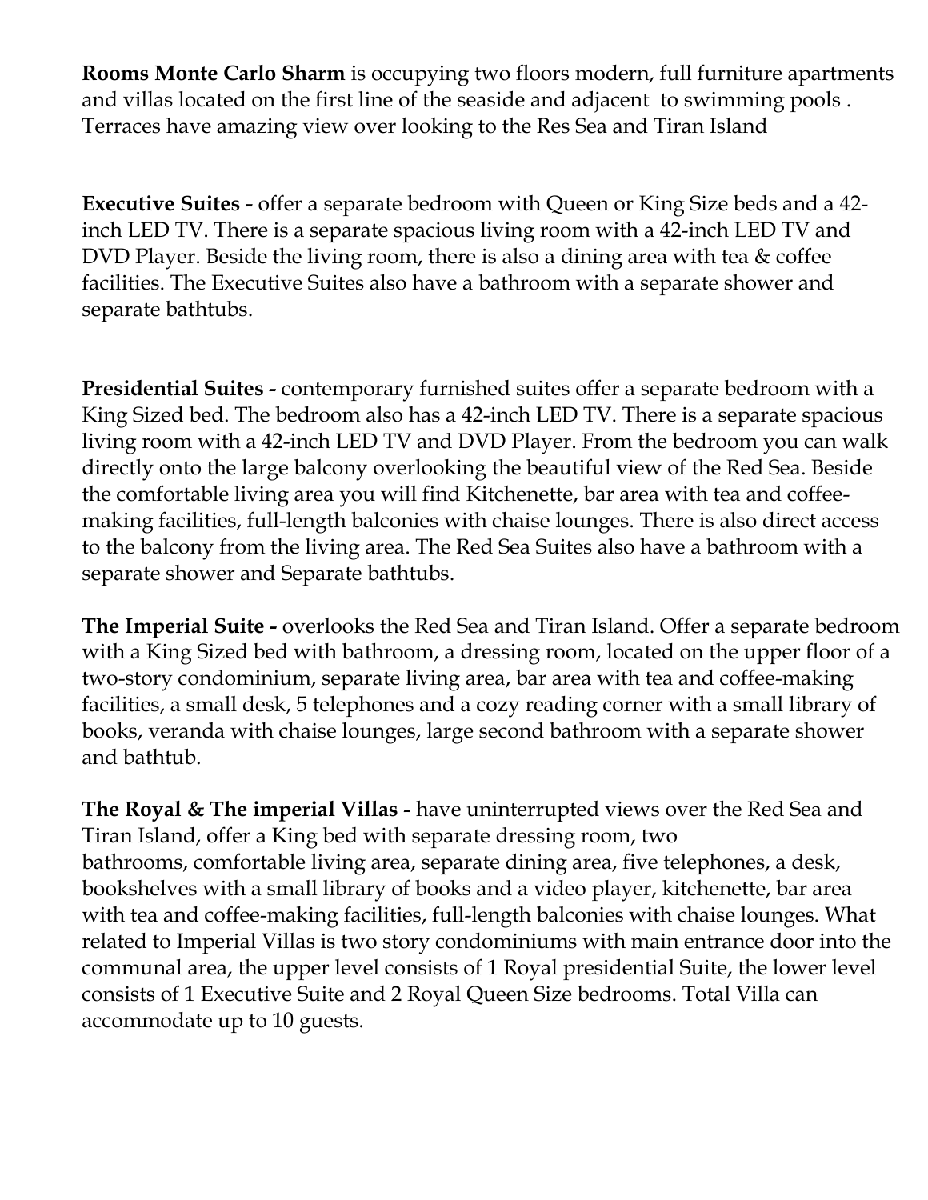**Rooms Monte Carlo Sharm** is occupying two floors modern, full furniture apartments and villas located on the first line of the seaside and adjacent to swimming pools . Terraces have amazing view over looking to the Res Sea and Tiran Island

**Executive Suites -** offer a separate bedroom with Queen or King Size beds and a 42-inch LED TV. There is a separate spacious living room with a 42-inch LED TV and DVD Player. Beside the living room, there is also a dining area with tea & coffee facilities. The Executive Suites also have a bathroom with a separate shower and separate bathtubs.

**Presidential Suites -** contemporary furnished suites offer a separate bedroom with a King Sized bed. The bedroom also has a 42-inch LED TV. There is a separate spacious living room with a 42-inch LED TV and DVD Player. From the bedroom you can walk directly onto the large balcony overlooking the beautiful view of the Red Sea. Beside the comfortable living area you will find Kitchenette, bar area with tea and coffee-making facilities, full-length balconies with chaise lounges. There is also direct access to the balcony from the living area. The Red Sea Suites also have a bathroom with a separate shower and Separate bathtubs.

**The Imperial Suite -** overlooks the Red Sea and Tiran Island. Offer a separate bedroom with a King Sized bed with bathroom, a dressing room, located on the upper floor of a two-story condominium, separate living area, bar area with tea and coffee-making facilities, a small desk, 5 telephones and a cozy reading corner with a small library of books, veranda with chaise lounges, large second bathroom with a separate shower and bathtub.

**The Royal & The imperial Villas -** have uninterrupted views over the Red Sea and Tiran Island, offer a King bed with separate dressing room, two bathrooms, comfortable living area, separate dining area, five telephones, a desk, bookshelves with a small library of books and a video player, kitchenette, bar area with tea and coffee-making facilities, full-length balconies with chaise lounges. What related to Imperial Villas is two story condominiums with main entrance door into the communal area, the upper level consists of 1 Royal presidential Suite, the lower level consists of 1 Executive Suite and 2 Royal Queen Size bedrooms. Total Villa can accommodate up to 10 guests.